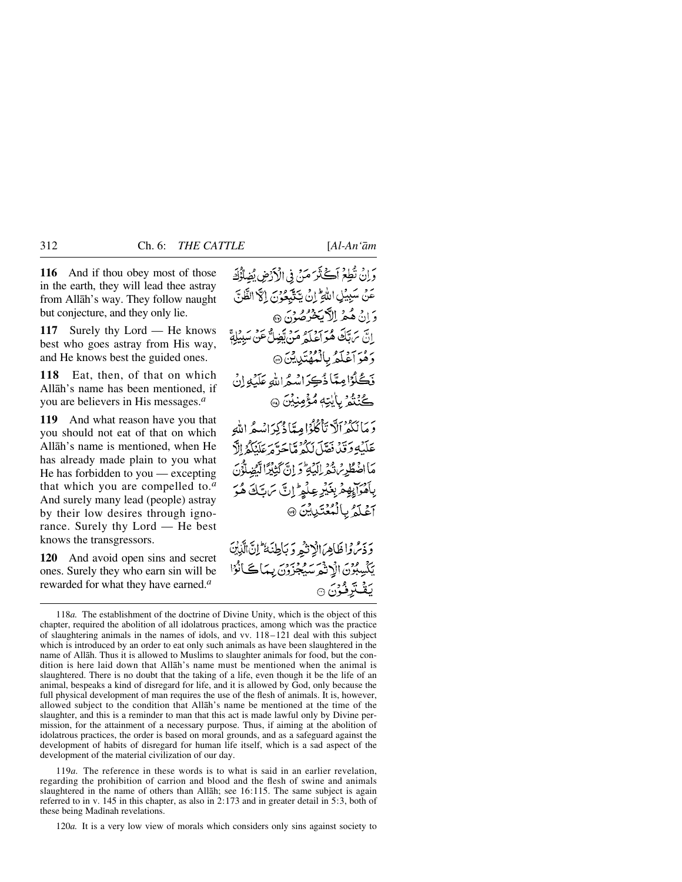**116** And if thou obey most of those in the earth, they will lead thee astray from Allāh's way. They follow naught but conjecture, and they only lie.

**117** Surely thy Lord — He knows best who goes astray from His way, and He knows best the guided ones.

**118** Eat, then, of that on which Allāh's name has been mentioned, if you are believers in His messages.[a]

**119** And what reason have you that you should not eat of that on which Allāh's name is mentioned, when He has already made plain to you what He has forbidden to you — excepting that which you are compelled to.[a] And surely many lead (people) astray by their low desires through ignorance. Surely thy Lord — He best knows the transgressors.

**120** And avoid open sins and secret ones. Surely they who earn sin will be rewarded for what they have earned.[a]

وَاِنۡ تُطِعۡ اَکۡثَرَ مَنۡ فِی الۡاَرۡضِ یُضِلُّوۡکَ عَنۡ سَبِیۡلِ اللّٰہِ ؕ اِنۡ یَّتَّبِعُوۡنَ اِلَّا الظَّنَّ وَ اِنۡ ہُمۡ اِلَّا یَخۡرُصُوۡنَ ﴿۱۱۶﴾

اِنَّ رَبَّکَ ہُوَ اَعۡلَمُ مَنۡ یَّضِلُّ عَنۡ سَبِیۡلِہٖ ۚ وَ ہُوَ اَعۡلَمُ بِالۡمُہۡتَدِیۡنَ ﴿۱۱۷﴾

فَکُلُوۡا مِمَّا ذُکِرَ اسۡمُ اللّٰہِ عَلَیۡہِ اِنۡ کُنۡتُمۡ بِاٰیٰتِہٖ مُؤۡمِنِیۡنَ ﴿۱۱۸﴾

وَ مَا لَکُمۡ اَلَّا تَاۡکُلُوۡا مِمَّا ذُکِرَ اسۡمُ اللّٰہِ عَلَیۡہِ وَ قَدۡ فَصَّلَ لَکُمۡ مَّا حَرَّمَ عَلَیۡکُمۡ اِلَّا مَا اضۡطُرِرۡتُمۡ اِلَیۡہِ ؕ وَ اِنَّ کَثِیۡرًا لَّیُضِلُّوۡنَ بِاَہۡوَآئِہِمۡ بِغَیۡرِ عِلۡمٍ ؕ اِنَّ رَبَّکَ ہُوَ اَعۡلَمُ بِالۡمُعۡتَدِیۡنَ ﴿۱۱۹﴾

وَ ذَرُوۡا ظَاہِرَ الۡاِثۡمِ وَ بَاطِنَہٗ ؕ اِنَّ الَّذِیۡنَ یَکۡسِبُوۡنَ الۡاِثۡمَ سَیُجۡزَوۡنَ بِمَا کَانُوۡا یَقۡتَرِفُوۡنَ ﴿۱۲۰﴾

---

118*a.* The establishment of the doctrine of Divine Unity, which is the object of this chapter, required the abolition of all idolatrous practices, among which was the practice of slaughtering animals in the names of idols, and vv. 118–121 deal with this subject which is introduced by an order to eat only such animals as have been slaughtered in the name of Allāh. Thus it is allowed to Muslims to slaughter animals for food, but the condition is here laid down that Allāh's name must be mentioned when the animal is slaughtered. There is no doubt that the taking of a life, even though it be the life of an animal, bespeaks a kind of disregard for life, and it is allowed by God, only because the full physical development of man requires the use of the flesh of animals. It is, however, allowed subject to the condition that Allāh's name be mentioned at the time of the slaughter, and this is a reminder to man that this act is made lawful only by Divine permission, for the attainment of a necessary purpose. Thus, if aiming at the abolition of idolatrous practices, the order is based on moral grounds, and as a safeguard against the development of habits of disregard for human life itself, which is a sad aspect of the development of the material civilization of our day.

119*a.* The reference in these words is to what is said in an earlier revelation, regarding the prohibition of carrion and blood and the flesh of swine and animals slaughtered in the name of others than Allāh; see 16:115. The same subject is again referred to in v. 145 in this chapter, as also in 2:173 and in greater detail in 5:3, both of these being Madīnah revelations.

120*a.* It is a very low view of morals which considers only sins against society to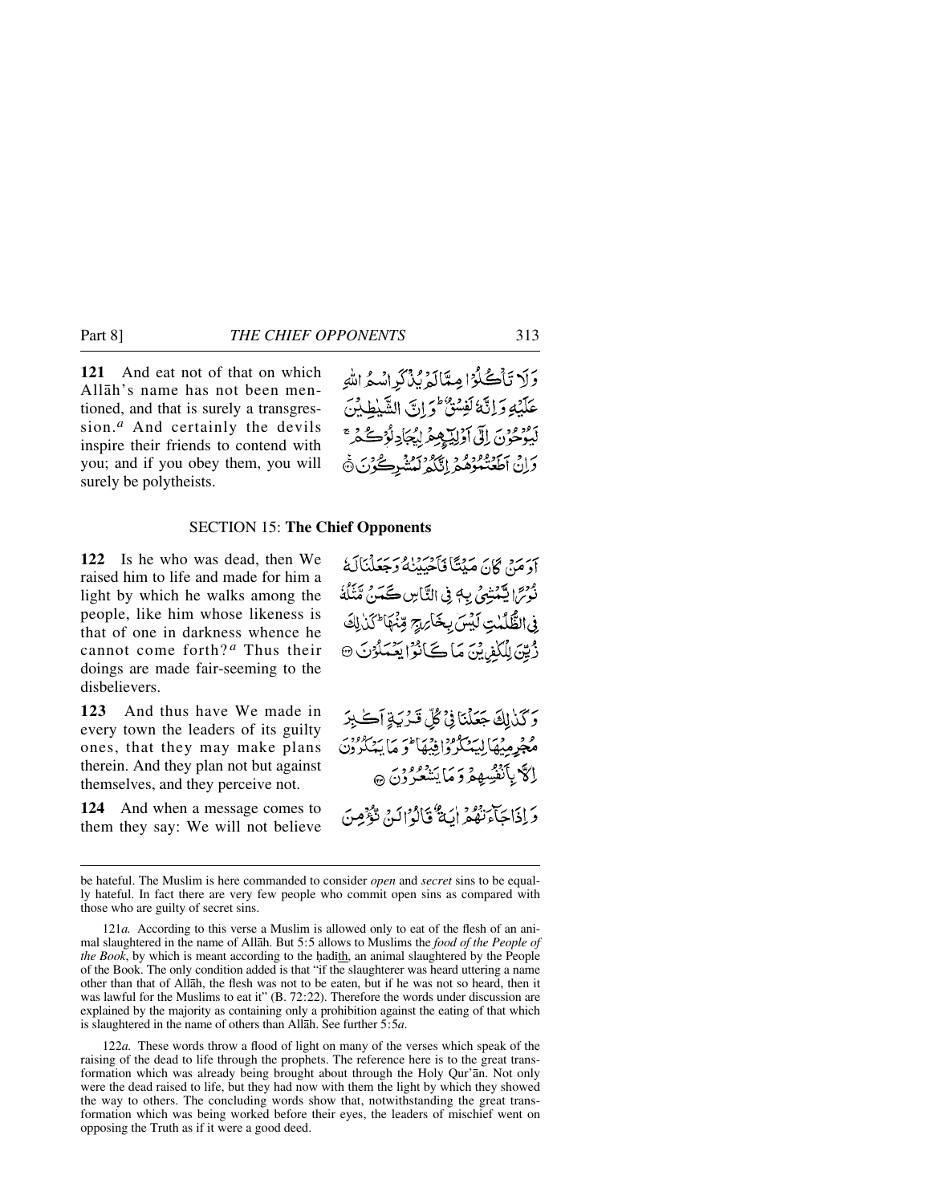**121** And eat not of that on which Allāh's name has not been mentioned, and that is surely a transgression.[a] And certainly the devils inspire their friends to contend with you; and if you obey them, you will surely be polytheists.

وَلَا تَأْكُلُوْا مِمَّا لَمْ يُذْكَرِ اسْمُ اللّٰهِ عَلَيْهِ وَاِنَّهٗ لَفِسْقٌ ۗ وَاِنَّ الشَّيٰطِيْنَ لَيُوْحُوْنَ اِلٰٓى اَوْلِيٰٓـِٕهِمْ لِيُجَادِلُوْكُمْ ۚ وَاِنْ اَطَعْتُمُوْهُمْ اِنَّكُمْ لَمُشْرِكُوْنَ ۝

## SECTION 15: The Chief Opponents

**122** Is he who was dead, then We raised him to life and made for him a light by which he walks among the people, like him whose likeness is that of one in darkness whence he cannot come forth?[a] Thus their doings are made fair-seeming to the disbelievers.

اَوَمَنْ كَانَ مَيْتًا فَاَحْيَيْنٰهُ وَجَعَلْنَا لَهٗ نُوْرًا يَّمْشِيْ بِهٖ فِى النَّاسِ كَمَنْ مَّثَلُهٗ فِى الظُّلُمٰتِ لَيْسَ بِخَارِجٍ مِّنْهَا ۗ كَذٰلِكَ زُيِّنَ لِلْكٰفِرِيْنَ مَا كَانُوْا يَعْمَلُوْنَ ۝

**123** And thus have We made in every town the leaders of its guilty ones, that they may make plans therein. And they plan not but against themselves, and they perceive not.

وَكَذٰلِكَ جَعَلْنَا فِىْ كُلِّ قَرْيَةٍ اَكٰبِرَ مُجْرِمِيْهَا لِيَمْكُرُوْا فِيْهَا ۗ وَمَا يَمْكُرُوْنَ اِلَّا بِاَنْفُسِهِمْ وَمَا يَشْعُرُوْنَ ۝

**124** And when a message comes to them they say: We will not believe

وَاِذَا جَآءَتْهُمْ اٰيَةٌ قَالُوْا لَنْ نُّؤْمِنَ

---

be hateful. The Muslim is here commanded to consider *open* and *secret* sins to be equally hateful. In fact there are very few people who commit open sins as compared with those who are guilty of secret sins.

121*a.* According to this verse a Muslim is allowed only to eat of the flesh of an animal slaughtered in the name of Allāh. But 5:5 allows to Muslims the *food of the People of the Book*, by which is meant according to the ḥadīth, an animal slaughtered by the People of the Book. The only condition added is that "if the slaughterer was heard uttering a name other than that of Allāh, the flesh was not to be eaten, but if he was not so heard, then it was lawful for the Muslims to eat it" (B. 72:22). Therefore the words under discussion are explained by the majority as containing only a prohibition against the eating of that which is slaughtered in the name of others than Allāh. See further 5:5*a*.

122*a.* These words throw a flood of light on many of the verses which speak of the raising of the dead to life through the prophets. The reference here is to the great transformation which was already being brought about through the Holy Qur'ān. Not only were the dead raised to life, but they had now with them the light by which they showed the way to others. The concluding words show that, notwithstanding the great transformation which was being worked before their eyes, the leaders of mischief went on opposing the Truth as if it were a good deed.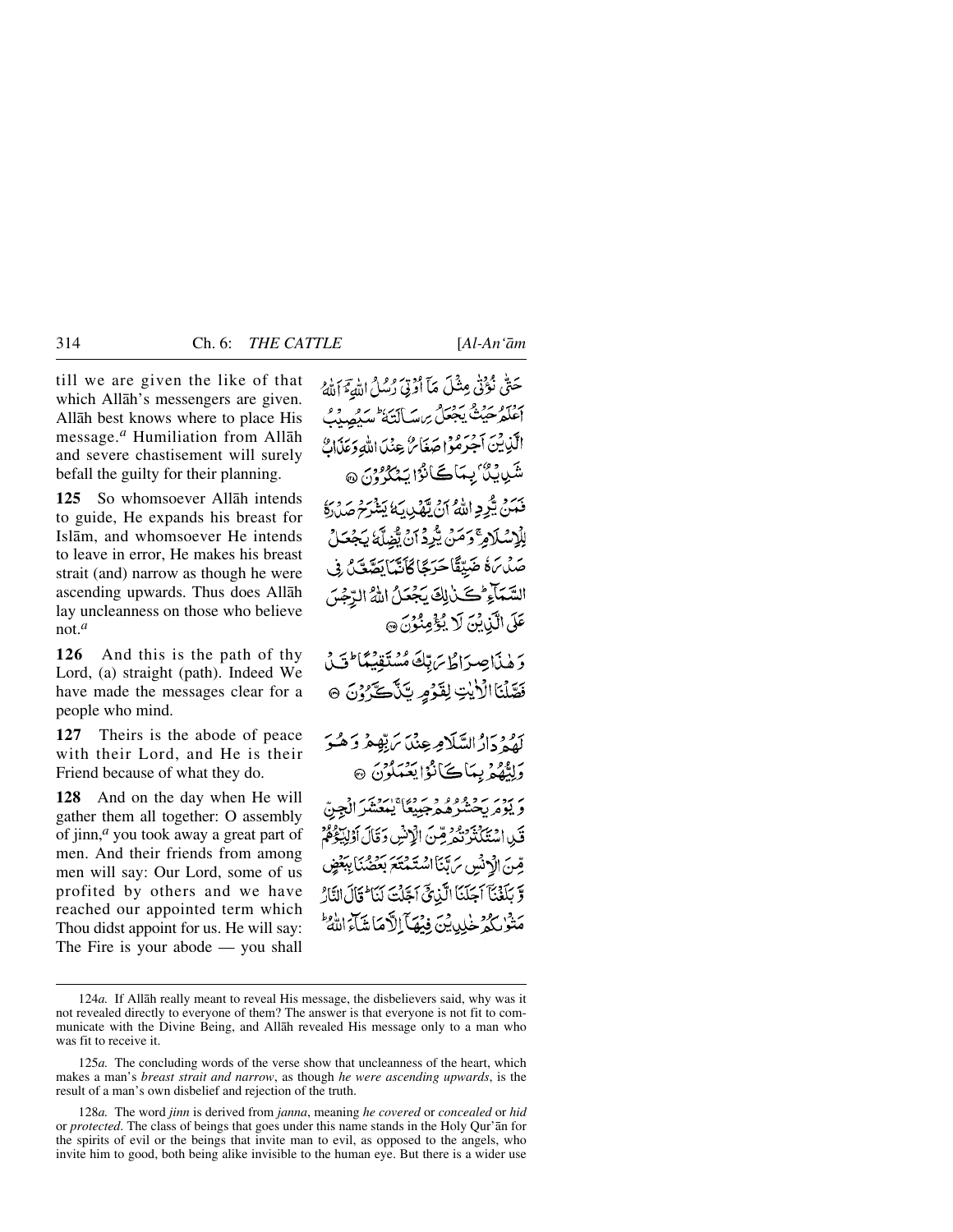till we are given the like of that which Allāh's messengers are given. Allāh best knows where to place His message.[a] Humiliation from Allāh and severe chastisement will surely befall the guilty for their planning.

حَتّٰى نُؤْتٰى مِثْلَ مَآ اُوْتِيَ رُسُلُ اللّٰهِ ۘؔ اَللّٰهُ اَعْلَمُ حَيْثُ يَجْعَلُ رِسَالَتَهٗ ؕ سَيُصِيْبُ الَّذِيْنَ اَجْرَمُوْا صَغَارٌ عِنْدَ اللّٰهِ وَعَذَابٌ شَدِيْدٌۢ بِمَا كَانُوْا يَمْكُرُوْنَ ﴿۱۲۴﴾

**125** So whomsoever Allāh intends to guide, He expands his breast for Islām, and whomsoever He intends to leave in error, He makes his breast strait (and) narrow as though he were ascending upwards. Thus does Allāh lay uncleanness on those who believe not.[a]

فَمَنْ يُّرِدِ اللّٰهُ اَنْ يَّهْدِيَهٗ يَشْرَحْ صَدْرَهٗ لِلْاِسْلَامِ ۚ وَمَنْ يُّرِدْ اَنْ يُّضِلَّهٗ يَجْعَلْ صَدْرَهٗ ضَيِّقًا حَرَجًا كَاَنَّمَا يَصَّعَّدُ فِي السَّمَآءِ ؕ كَذٰلِكَ يَجْعَلُ اللّٰهُ الرِّجْسَ عَلَى الَّذِيْنَ لَا يُؤْمِنُوْنَ ﴿۱۲۵﴾

**126** And this is the path of thy Lord, (a) straight (path). Indeed We have made the messages clear for a people who mind.

وَهٰذَا صِرَاطُ رَبِّكَ مُسْتَقِيْمًا ؕ قَدْ فَصَّلْنَا الْاٰيٰتِ لِقَوْمٍ يَّذَّكَّرُوْنَ ﴿۱۲۶﴾

**127** Theirs is the abode of peace with their Lord, and He is their Friend because of what they do.

لَهُمْ دَارُ السَّلٰمِ عِنْدَ رَبِّهِمْ وَهُوَ وَلِيُّهُمْ بِمَا كَانُوْا يَعْمَلُوْنَ ﴿۱۲۷﴾

**128** And on the day when He will gather them all together: O assembly of jinn,[a] you took away a great part of men. And their friends from among men will say: Our Lord, some of us profited by others and we have reached our appointed term which Thou didst appoint for us. He will say: The Fire is your abode — you shall

وَيَوْمَ يَحْشُرُهُمْ جَمِيْعًا ۚ يٰمَعْشَرَ الْجِنِّ قَدِ اسْتَكْثَرْتُمْ مِّنَ الْاِنْسِ ۚ وَقَالَ اَوْلِيٰٓؤُهُمْ مِّنَ الْاِنْسِ رَبَّنَا اسْتَمْتَعَ بَعْضُنَا بِبَعْضٍ وَّبَلَغْنَآ اَجَلَنَا الَّذِيْٓ اَجَّلْتَ لَنَا ؕ قَالَ النَّارُ مَثْوٰىكُمْ خٰلِدِيْنَ فِيْهَآ اِلَّا مَا شَآءَ اللّٰهُ ؕ

---

124*a.* If Allāh really meant to reveal His message, the disbelievers said, why was it not revealed directly to everyone of them? The answer is that everyone is not fit to communicate with the Divine Being, and Allāh revealed His message only to a man who was fit to receive it.

125*a.* The concluding words of the verse show that uncleanness of the heart, which makes a man's *breast strait and narrow*, as though *he were ascending upwards*, is the result of a man's own disbelief and rejection of the truth.

128*a.* The word *jinn* is derived from *janna*, meaning *he covered* or *concealed* or *hid* or *protected*. The class of beings that goes under this name stands in the Holy Qur'ān for the spirits of evil or the beings that invite man to evil, as opposed to the angels, who invite him to good, both being alike invisible to the human eye. But there is a wider use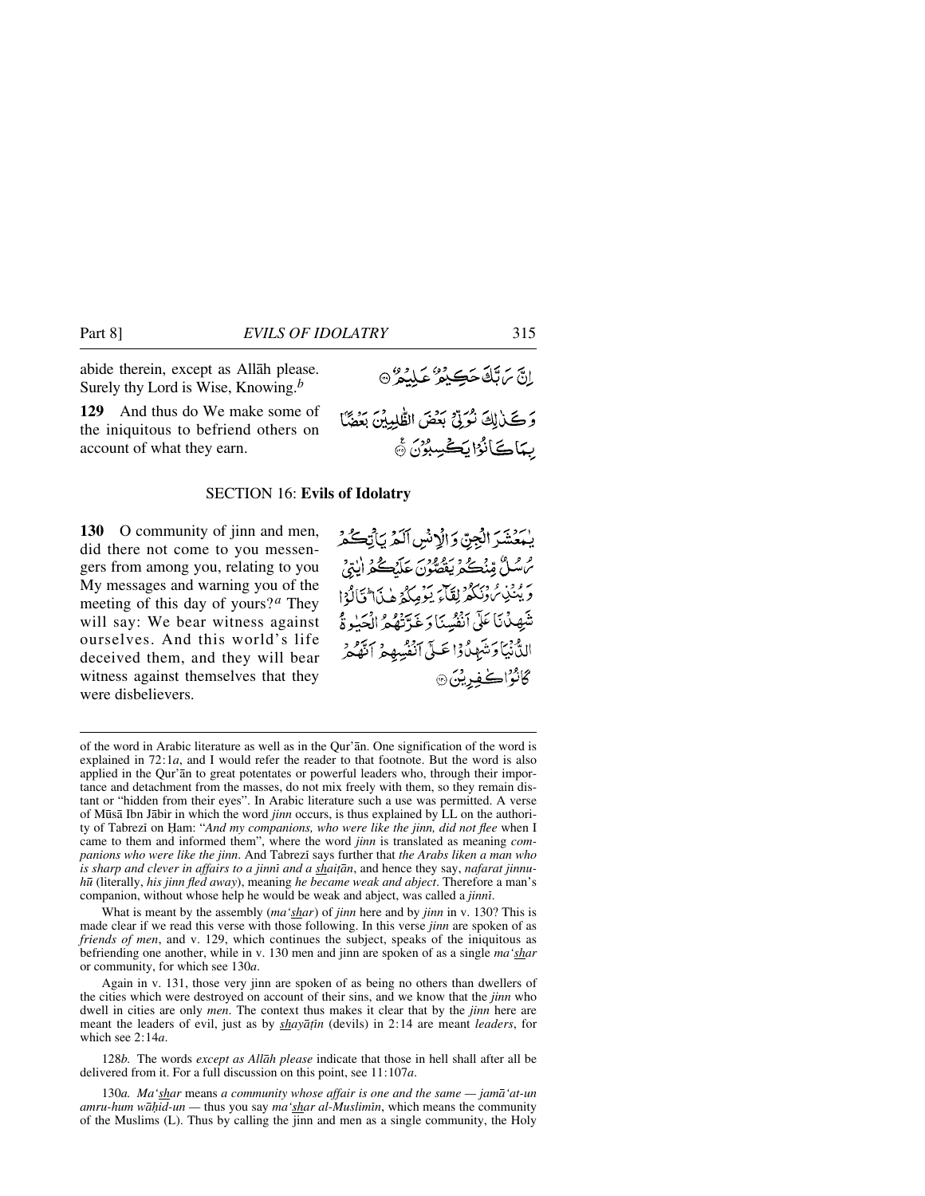abide therein, except as Allāh please. Surely thy Lord is Wise, Knowing.[b]

إِنَّ رَبَّكَ حَكِيمٌ عَلِيمٌ ۝

**129** And thus do We make some of the iniquitous to befriend others on account of what they earn.

وَكَذَٰلِكَ نُوَلِّي بَعْضَ الظَّالِمِينَ بَعْضًا بِمَا كَانُوا يَكْسِبُونَ ۝

## SECTION 16: Evils of Idolatry

**130** O community of jinn and men, did there not come to you messengers from among you, relating to you My messages and warning you of the meeting of this day of yours?[a] They will say: We bear witness against ourselves. And this world's life deceived them, and they will bear witness against themselves that they were disbelievers.

يَا مَعْشَرَ الْجِنِّ وَالْإِنسِ أَلَمْ يَأْتِكُمْ رُسُلٌ مِّنكُمْ يَقُصُّونَ عَلَيْكُمْ آيَاتِي وَيُنذِرُونَكُمْ لِقَاءَ يَوْمِكُمْ هَٰذَا ۚ قَالُوا شَهِدْنَا عَلَىٰ أَنفُسِنَا ۖ وَغَرَّتْهُمُ الْحَيَاةُ الدُّنْيَا وَشَهِدُوا عَلَىٰ أَنفُسِهِمْ أَنَّهُمْ كَانُوا كَافِرِينَ ۝

---

of the word in Arabic literature as well as in the Qur'ān. One signification of the word is explained in 72:1*a*, and I would refer the reader to that footnote. But the word is also applied in the Qur'ān to great potentates or powerful leaders who, through their importance and detachment from the masses, do not mix freely with them, so they remain distant or "hidden from their eyes". In Arabic literature such a use was permitted. A verse of Mūsā Ibn Jābir in which the word *jinn* occurs, is thus explained by LL on the authority of Tabrezī on Ḥam: "*And my companions, who were like the jinn, did not flee* when I came to them and informed them", where the word *jinn* is translated as meaning *companions who were like the jinn*. And Tabrezī says further that *the Arabs liken a man who is sharp and clever in affairs to a jinnī and a shaiṭān*, and hence they say, *nafarat jinnu-hū* (literally, *his jinn fled away*), meaning *he became weak and abject*. Therefore a man's companion, without whose help he would be weak and abject, was called a *jinnī*.

What is meant by the assembly (*ma'shar*) of *jinn* here and by *jinn* in v. 130? This is made clear if we read this verse with those following. In this verse *jinn* are spoken of as *friends of men*, and v. 129, which continues the subject, speaks of the iniquitous as befriending one another, while in v. 130 men and jinn are spoken of as a single *ma'shar* or community, for which see 130*a*.

Again in v. 131, those very jinn are spoken of as being no others than dwellers of the cities which were destroyed on account of their sins, and we know that the *jinn* who dwell in cities are only *men*. The context thus makes it clear that by the *jinn* here are meant the leaders of evil, just as by *shayāṭīn* (devils) in 2:14 are meant *leaders*, for which see 2:14*a*.

128*b*. The words *except as Allāh please* indicate that those in hell shall after all be delivered from it. For a full discussion on this point, see 11:107*a*.

130*a*. *Ma'shar* means *a community whose affair is one and the same — jamā'at-un amru-hum wāḥid-un* — thus you say *ma'shar al-Muslimīn*, which means the community of the Muslims (L). Thus by calling the jinn and men as a single community, the Holy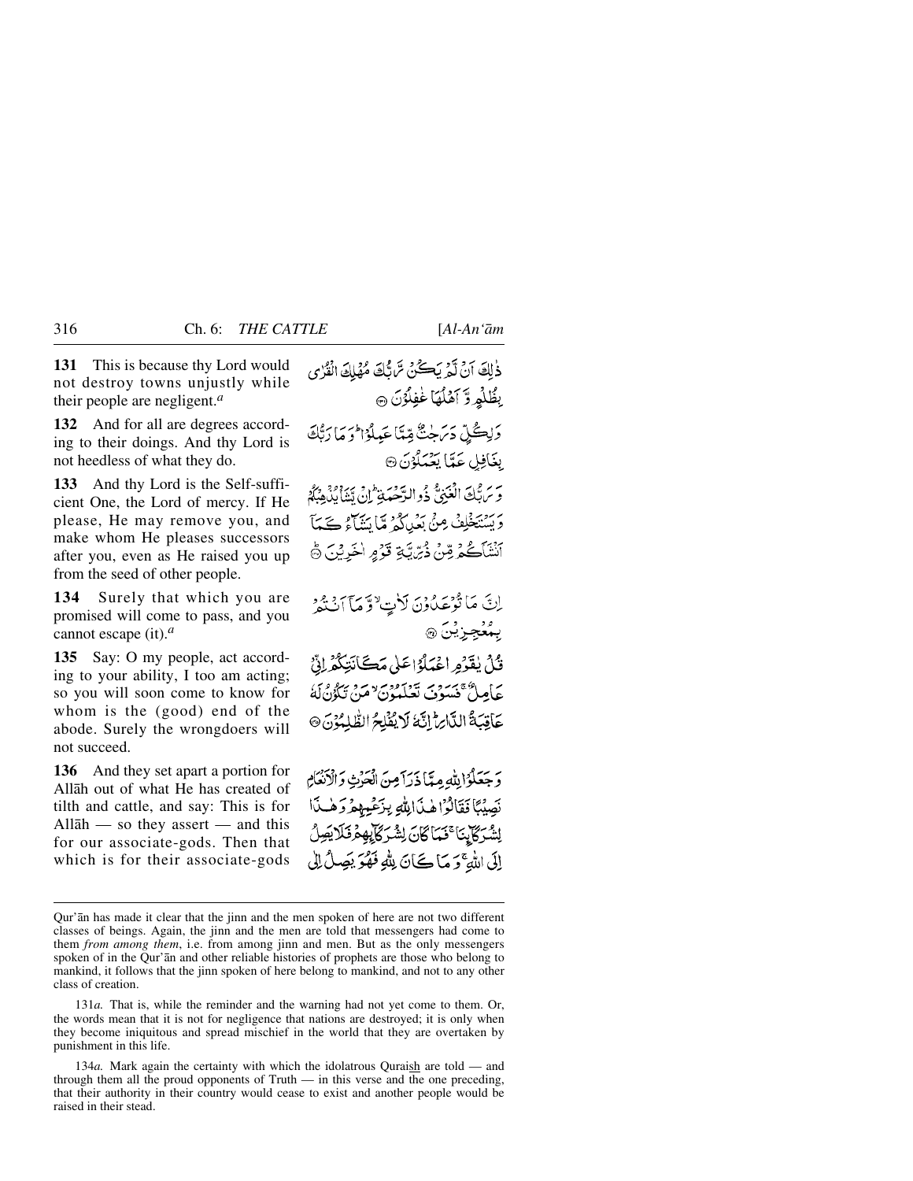**131** This is because thy Lord would not destroy towns unjustly while their people are negligent.[a]

ذٰلِكَ اَنۡ لَّمۡ يَكُنۡ رَّبُّكَ مُهۡلِكَ الۡقُرٰى بِظُلۡمٍ وَّ اَهۡلُهَا غٰفِلُوۡنَ ﴿۱۳۱﴾

**132** And for all are degrees according to their doings. And thy Lord is not heedless of what they do.

وَلِكُلٍّ دَرَجٰتٌ مِّمَّا عَمِلُوۡا ؕ وَمَا رَبُّكَ بِغَافِلٍ عَمَّا يَعۡمَلُوۡنَ ﴿۱۳۲﴾

**133** And thy Lord is the Self-sufficient One, the Lord of mercy. If He please, He may remove you, and make whom He pleases successors after you, even as He raised you up from the seed of other people.

وَ رَبُّكَ الۡغَنِىُّ ذُو الرَّحۡمَةِ ؕ اِنۡ يَّشَاۡ يُذۡهِبۡكُمۡ وَيَسۡتَخۡلِفۡ مِنۡۢ بَعۡدِكُمۡ مَّا يَشَآءُ كَمَاۤ اَنۡشَاَكُمۡ مِّنۡ ذُرِّيَّةِ قَوۡمٍ اٰخَرِيۡنَ ﴿۱۳۳﴾

**134** Surely that which you are promised will come to pass, and you cannot escape (it).[a]

اِنَّ مَا تُوۡعَدُوۡنَ لَاٰتٍ ۙ وَّمَاۤ اَنۡتُمۡ بِمُعۡجِزِيۡنَ ﴿۱۳۴﴾

**135** Say: O my people, act according to your ability, I too am acting; so you will soon come to know for whom is the (good) end of the abode. Surely the wrongdoers will not succeed.

قُلۡ يٰقَوۡمِ اعۡمَلُوۡا عَلٰى مَكَانَتِكُمۡ اِنِّىۡ عَامِلٌ ۚ فَسَوۡفَ تَعۡلَمُوۡنَ ۙ مَنۡ تَكُوۡنُ لَهٗ عَاقِبَةُ الدَّارِ ؕ اِنَّهٗ لَا يُفۡلِحُ الظّٰلِمُوۡنَ ﴿۱۳۵﴾

**136** And they set apart a portion for Allāh out of what He has created of tilth and cattle, and say: This is for Allāh — so they assert — and this for our associate-gods. Then that which is for their associate-gods

وَجَعَلُوۡا لِلّٰهِ مِمَّا ذَرَاَ مِنَ الۡحَـرۡثِ وَالۡاَنۡعَامِ نَصِيۡبًا فَقَالُوۡا هٰذَا لِلّٰهِ بِزَعۡمِهِمۡ وَهٰذَا لِشُرَكَآئِنَا ۚ فَمَا كَانَ لِشُرَكَآئِهِمۡ فَلَا يَصِلُ اِلَى اللّٰهِ ۚ وَمَا كَانَ لِلّٰهِ فَهُوَ يَصِلُ اِلٰى

---

Qur'ān has made it clear that the jinn and the men spoken of here are not two different classes of beings. Again, the jinn and the men are told that messengers had come to them *from among them*, i.e. from among jinn and men. But as the only messengers spoken of in the Qur'ān and other reliable histories of prophets are those who belong to mankind, it follows that the jinn spoken of here belong to mankind, and not to any other class of creation.

131*a.* That is, while the reminder and the warning had not yet come to them. Or, the words mean that it is not for negligence that nations are destroyed; it is only when they become iniquitous and spread mischief in the world that they are overtaken by punishment in this life.

134*a.* Mark again the certainty with which the idolatrous Quraish are told — and through them all the proud opponents of Truth — in this verse and the one preceding, that their authority in their country would cease to exist and another people would be raised in their stead.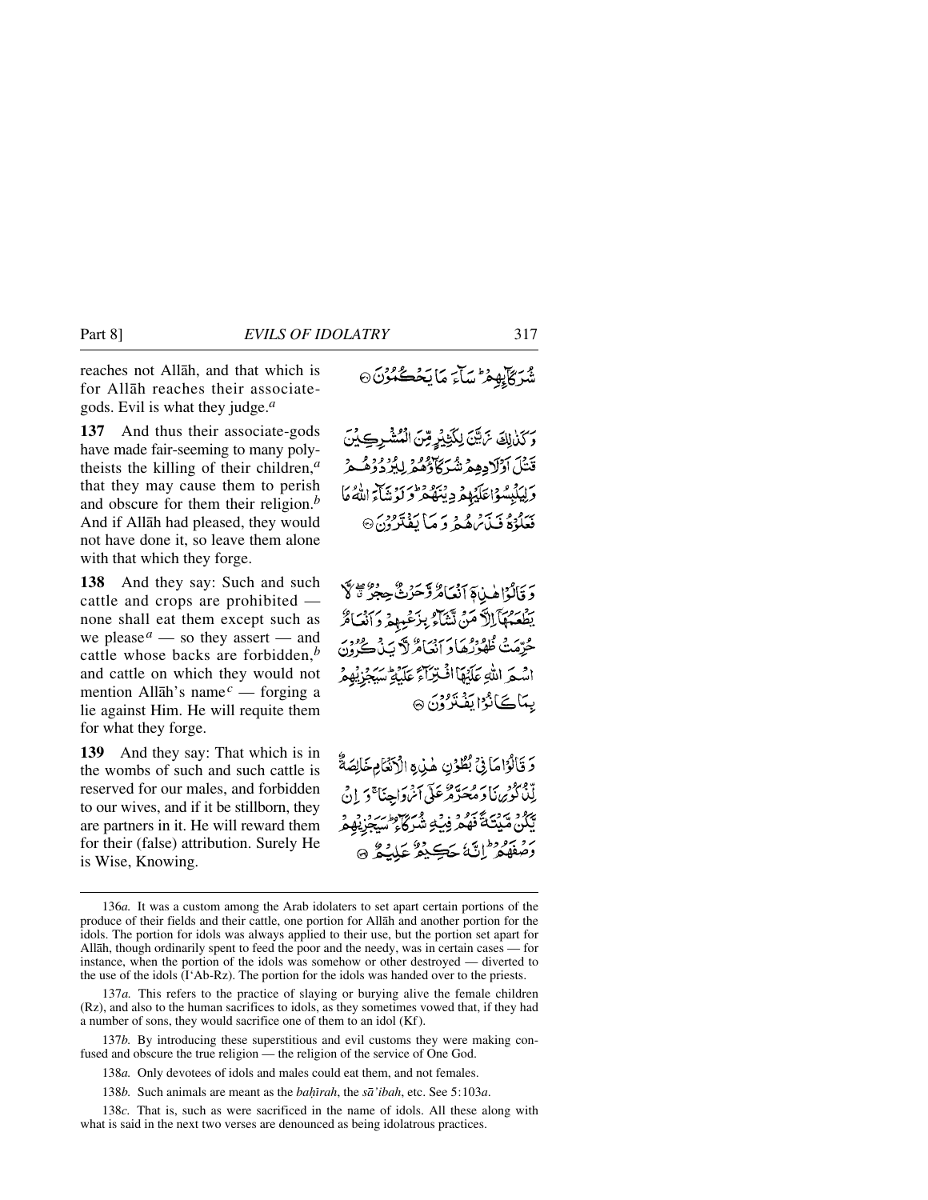reaches not Allāh, and that which is for Allāh reaches their associate-gods. Evil is what they judge.[a]

شُرَكَآئِهِمْ ۖ سَآءَ مَا يَحْكُمُونَ ۝

**137** And thus their associate-gods have made fair-seeming to many polytheists the killing of their children,[a] that they may cause them to perish and obscure for them their religion.[b] And if Allāh had pleased, they would not have done it, so leave them alone with that which they forge.

وَكَذٰلِكَ زَيَّنَ لِكَثِيرٍ مِّنَ الْمُشْرِكِينَ قَتْلَ أَوْلَادِهِمْ شُرَكَآؤُهُمْ لِيُرْدُوهُمْ وَلِيَلْبِسُوا عَلَيْهِمْ دِينَهُمْ ۖ وَلَوْ شَآءَ اللّٰهُ مَا فَعَلُوهُ فَذَرْهُمْ وَمَا يَفْتَرُونَ ۝

**138** And they say: Such and such cattle and crops are prohibited — none shall eat them except such as we please[a] — so they assert — and cattle whose backs are forbidden,[b] and cattle on which they would not mention Allāh's name[c] — forging a lie against Him. He will requite them for what they forge.

وَقَالُوا هٰذِهِۦٓ أَنْعَامٌ وَحَرْثٌ حِجْرٌ لَّا يَطْعَمُهَآ إِلَّا مَن نَّشَآءُ بِزَعْمِهِمْ وَأَنْعَامٌ حُرِّمَتْ ظُهُورُهَا وَأَنْعَامٌ لَّا يَذْكُرُونَ اسْمَ اللّٰهِ عَلَيْهَا افْتِرَآءً عَلَيْهِ ۚ سَيَجْزِيهِم بِمَا كَانُوا يَفْتَرُونَ ۝

**139** And they say: That which is in the wombs of such and such cattle is reserved for our males, and forbidden to our wives, and if it be stillborn, they are partners in it. He will reward them for their (false) attribution. Surely He is Wise, Knowing.

وَقَالُوا مَا فِي بُطُونِ هٰذِهِ الْأَنْعَامِ خَالِصَةٌ لِّذُكُورِنَا وَمُحَرَّمٌ عَلَىٰٓ أَزْوَاجِنَا ۖ وَإِن يَكُن مَّيْتَةً فَهُمْ فِيهِ شُرَكَآءُ ۚ سَيَجْزِيهِمْ وَصْفَهُمْ ۚ إِنَّهُۥ حَكِيمٌ عَلِيمٌ ۝

---

136*a.* It was a custom among the Arab idolaters to set apart certain portions of the produce of their fields and their cattle, one portion for Allāh and another portion for the idols. The portion for idols was always applied to their use, but the portion set apart for Allāh, though ordinarily spent to feed the poor and the needy, was in certain cases — for instance, when the portion of the idols was somehow or other destroyed — diverted to the use of the idols (I'Ab-Rz). The portion for the idols was handed over to the priests.

137*a.* This refers to the practice of slaying or burying alive the female children (Rz), and also to the human sacrifices to idols, as they sometimes vowed that, if they had a number of sons, they would sacrifice one of them to an idol (Kf).

137*b.* By introducing these superstitious and evil customs they were making confused and obscure the true religion — the religion of the service of One God.

138*a.* Only devotees of idols and males could eat them, and not females.

138*b.* Such animals are meant as the *baḥīrah*, the *sā'ibah*, etc. See 5:103*a*.

138*c.* That is, such as were sacrificed in the name of idols. All these along with what is said in the next two verses are denounced as being idolatrous practices.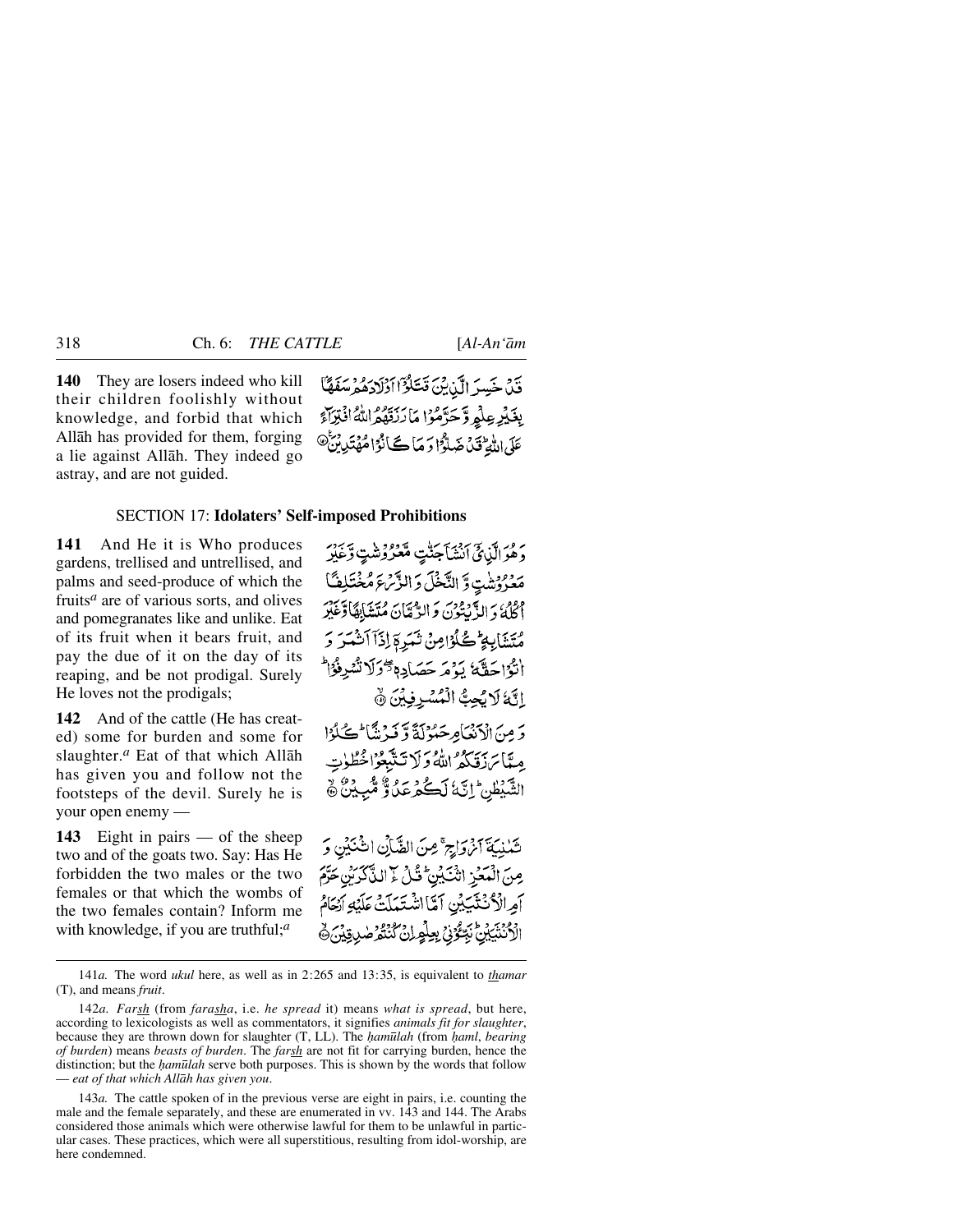**140** They are losers indeed who kill their children foolishly without knowledge, and forbid that which Allāh has provided for them, forging a lie against Allāh. They indeed go astray, and are not guided.

قَدْ خَسِرَ الَّذِيْنَ قَتَلُوْٓا اَوْلَادَهُمْ سَفَهًا بِغَيْرِ عِلْمٍ وَّ حَرَّمُوْا مَا رَزَقَهُمُ اللّٰهُ افْتِرَآءً عَلَى اللّٰهِ ؕ قَدْ ضَلُّوْا وَ مَا كَانُوْا مُهْتَدِيْنَ ۟

## SECTION 17: Idolaters' Self-imposed Prohibitions

**141** And He it is Who produces gardens, trellised and untrellised, and palms and seed-produce of which the fruits[a] are of various sorts, and olives and pomegranates like and unlike. Eat of its fruit when it bears fruit, and pay the due of it on the day of its reaping, and be not prodigal; Surely He loves not the prodigals;

وَ هُوَ الَّذِيْۤ اَنْشَاَ جَنّٰتٍ مَّعْرُوْشٰتٍ وَّ غَيْرَ مَعْرُوْشٰتٍ وَّ النَّخْلَ وَ الزَّرْعَ مُخْتَلِفًا اُكُلُهٗ وَ الزَّيْتُوْنَ وَ الرُّمَّانَ مُتَشَابِهًا وَّ غَيْرَ مُتَشَابِهٍ ؕ كُلُوْا مِنْ ثَمَرِهٖۤ اِذَاۤ اَثْمَرَ وَ اٰتُوْا حَقَّهٗ يَوْمَ حَصَادِهٖ ۖ٭ۗ وَ لَا تُسْرِفُوْا ؕ اِنَّهٗ لَا يُحِبُّ الْمُسْرِفِيْنَ ۟

**142** And of the cattle (He has created) some for burden and some for slaughter.[a] Eat of that which Allāh has given you and follow not the footsteps of the devil. Surely he is your open enemy —

وَ مِنَ الْاَنْعَامِ حَمُوْلَةً وَّ فَرْشًا ؕ كُلُوْا مِمَّا رَزَقَكُمُ اللّٰهُ وَ لَا تَتَّبِعُوْا خُطُوٰتِ الشَّيْطٰنِ ؕ اِنَّهٗ لَكُمْ عَدُوٌّ مُّبِيْنٌ ۟ۙ

**143** Eight in pairs — of the sheep two and of the goats two. Say: Has He forbidden the two males or the two females or that which the wombs of the two females contain? Inform me with knowledge, if you are truthful;[a]

ثَمٰنِيَةَ اَزْوَاجٍ ۚ مِنَ الضَّاْنِ اثْنَيْنِ وَ مِنَ الْمَعْزِ اثْنَيْنِ ؕ قُلْ ءٰٓالذَّكَرَيْنِ حَرَّمَ اَمِ الْاُنْثَيَيْنِ اَمَّا اشْتَمَلَتْ عَلَيْهِ اَرْحَامُ الْاُنْثَيَيْنِ ؕ نَبِّـُٔوْنِيْ بِعِلْمٍ اِنْ كُنْتُمْ صٰدِقِيْنَ ۟ۙ

---

141*a.* The word *ukul* here, as well as in 2:265 and 13:35, is equivalent to *thamar* (T), and means *fruit*.

142*a.* *Farsh* (from *farasha*, i.e. *he spread* it) means *what is spread*, but here, according to lexicologists as well as commentators, it signifies *animals fit for slaughter*, because they are thrown down for slaughter (T, LL). The *ḥamūlah* (from *ḥaml*, *bearing of burden*) means *beasts of burden*. The *farsh* are not fit for carrying burden, hence the distinction; but the *ḥamūlah* serve both purposes. This is shown by the words that follow — *eat of that which Allāh has given you*.

143*a.* The cattle spoken of in the previous verse are eight in pairs, i.e. counting the male and the female separately, and these are enumerated in vv. 143 and 144. The Arabs considered those animals which were otherwise lawful for them to be unlawful in particular cases. These practices, which were all superstitious, resulting from idol-worship, are here condemned.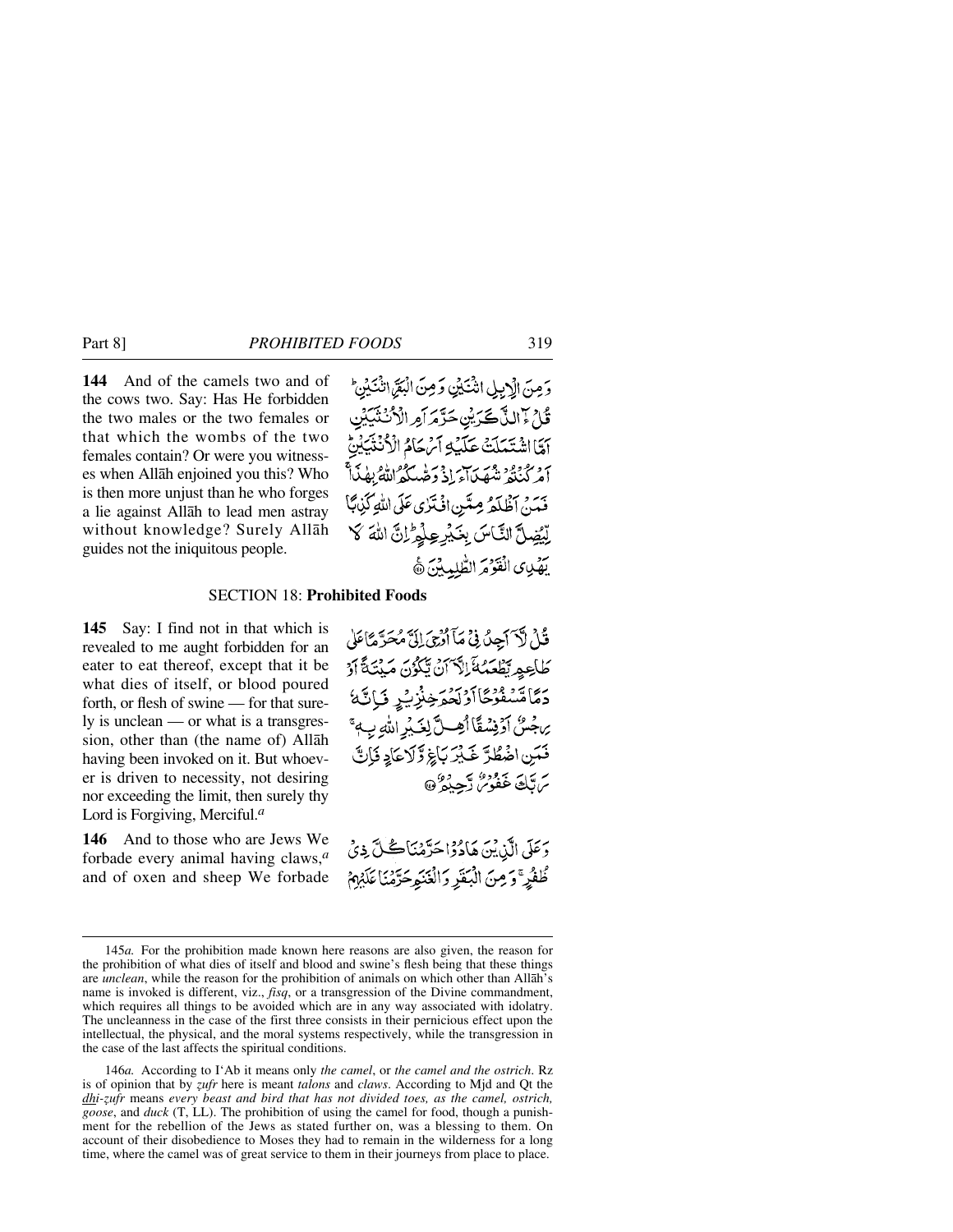**144** And of the camels two and of the cows two. Say: Has He forbidden the two males or the two females or that which the wombs of the two females contain? Or were you witnesses when Allāh enjoined you this? Who is then more unjust than he who forges a lie against Allāh to lead men astray without knowledge? Surely Allāh guides not the iniquitous people.

وَمِنَ الْاِبِلِ اثْنَيْنِ وَمِنَ الْبَقَرِ اثْنَيْنِ ۗ قُلْ ءٰٓالذَّكَرَيْنِ حَرَّمَ اَمِ الْاُنْثَيَيْنِ اَمَّا اشْتَمَلَتْ عَلَيْهِ اَرْحَامُ الْاُنْثَيَيْنِ ۗ اَمْ كُنْتُمْ شُهَدَآءَ اِذْ وَصّٰىكُمُ اللّٰهُ بِهٰذَا ۚ فَمَنْ اَظْلَمُ مِمَّنِ افْتَرٰى عَلَى اللّٰهِ كَذِبًا لِّيُضِلَّ النَّاسَ بِغَيْرِ عِلْمٍ ۗ اِنَّ اللّٰهَ لَا يَهْدِى الْقَوْمَ الظّٰلِمِيْنَ ﴿۱۴۴﴾

## SECTION 18: Prohibited Foods

**145** Say: I find not in that which is revealed to me aught forbidden for an eater to eat thereof, except that it be what dies of itself, or blood poured forth, or flesh of swine — for that surely is unclean — or what is a transgression, other than (the name of) Allāh having been invoked on it. But whoever is driven to necessity, not desiring nor exceeding the limit, then surely thy Lord is Forgiving, Merciful.[a]

قُلْ لَّآ اَجِدُ فِىْ مَآ اُوْحِىَ اِلَىَّ مُحَرَّمًا عَلٰى طَاعِمٍ يَّطْعَمُهٗٓ اِلَّآ اَنْ يَّكُوْنَ مَيْتَةً اَوْ دَمًا مَّسْفُوْحًا اَوْ لَحْمَ خِنْزِيْرٍ فَاِنَّهٗ رِجْسٌ اَوْ فِسْقًا اُهِلَّ لِغَيْرِ اللّٰهِ بِهٖ ۚ فَمَنِ اضْطُرَّ غَيْرَ بَاغٍ وَّلَا عَادٍ فَاِنَّ رَبَّكَ غَفُوْرٌ رَّحِيْمٌ ﴿۱۴۵﴾

**146** And to those who are Jews We forbade every animal having claws,[a] and of oxen and sheep We forbade

وَعَلَى الَّذِيْنَ هَادُوْا حَرَّمْنَا كُلَّ ذِىْ ظُفُرٍ ۚ وَمِنَ الْبَقَرِ وَالْغَنَمِ حَرَّمْنَا عَلَيْهِمْ

---

145*a.* For the prohibition made known here reasons are also given, the reason for the prohibition of what dies of itself and blood and swine's flesh being that these things are *unclean*, while the reason for the prohibition of animals on which other than Allāh's name is invoked is different, viz., *fisq*, or a transgression of the Divine commandment, which requires all things to be avoided which are in any way associated with idolatry. The uncleanness in the case of the first three consists in their pernicious effect upon the intellectual, the physical, and the moral systems respectively, while the transgression in the case of the last affects the spiritual conditions.

146*a.* According to I'Ab it means only *the camel*, or *the camel and the ostrich*. Rz is of opinion that by *ẓufr* here is meant *talons* and *claws*. According to Mjd and Qt the *dhi-ẓufr* means *every beast and bird that has not divided toes, as the camel, ostrich, goose*, and *duck* (T, LL). The prohibition of using the camel for food, though a punishment for the rebellion of the Jews as stated further on, was a blessing to them. On account of their disobedience to Moses they had to remain in the wilderness for a long time, where the camel was of great service to them in their journeys from place to place.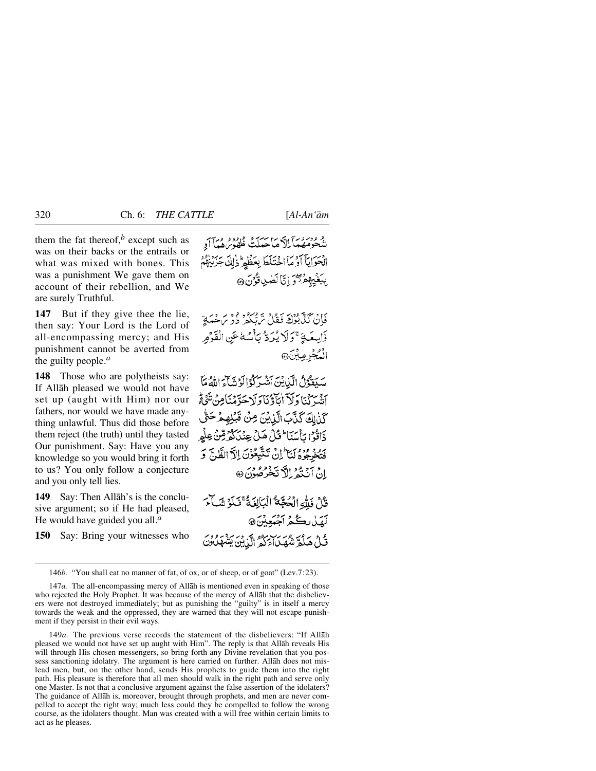them the fat thereof,[b] except such as was on their backs or the entrails or what was mixed with bones. This was a punishment We gave them on account of their rebellion, and We are surely Truthful.

شُحُوْمَهُمَآ اِلَّا مَا حَمَلَتْ ظُهُوْرُهُمَآ اَوِ الْحَوَايَآ اَوْ مَا اخْتَلَطَ بِعَظْمٍ ؕ ذٰلِكَ جَزَيْنٰهُمْ بِبَغْيِهِمْ ۫ۖ وَ اِنَّا لَصٰدِقُوْنَ ۝

**147** But if they give thee the lie, then say: Your Lord is the Lord of all-encompassing mercy; and His punishment cannot be averted from the guilty people.[a]

فَاِنْ كَذَّبُوْكَ فَقُلْ رَّبُّكُمْ ذُوْ رَحْمَةٍ وَّاسِعَةٍ ۚ وَ لَا يُرَدُّ بَاْسُهٗ عَنِ الْقَوْمِ الْمُجْرِمِيْنَ ۝

**148** Those who are polytheists say: If Allāh pleased we would not have set up (aught with Him) nor our fathers, nor would we have made anything unlawful. Thus did those before them reject (the truth) until they tasted Our punishment. Say: Have you any knowledge so you would bring it forth to us? You only follow a conjecture and you only tell lies.

سَيَقُوْلُ الَّذِيْنَ اَشْرَكُوْا لَوْ شَآءَ اللّٰهُ مَآ اَشْرَكْنَا وَ لَاۤ اٰبَآؤُنَا وَ لَا حَرَّمْنَا مِنْ شَيْءٍ ؕ كَذٰلِكَ كَذَّبَ الَّذِيْنَ مِنْ قَبْلِهِمْ حَتّٰى ذَاقُوْا بَاْسَنَا ؕ قُلْ هَلْ عِنْدَكُمْ مِّنْ عِلْمٍ فَتُخْرِجُوْهُ لَنَا ؕ اِنْ تَتَّبِعُوْنَ اِلَّا الظَّنَّ وَ اِنْ اَنْتُمْ اِلَّا تَخْرُصُوْنَ ۝

**149** Say: Then Allāh's is the conclusive argument; so if He had pleased, He would have guided you all.[a]

قُلْ فَلِلّٰهِ الْحُجَّةُ الْبَالِغَةُ ۚ فَلَوْ شَآءَ لَهَدٰىكُمْ اَجْمَعِيْنَ ۝

**150** Say: Bring your witnesses who

قُلْ هَلُمَّ شُهَدَآءَكُمُ الَّذِيْنَ يَشْهَدُوْنَ

---

146*b*. "You shall eat no manner of fat, of ox, or of sheep, or of goat" (Lev.7:23).

147*a*. The all-encompassing mercy of Allāh is mentioned even in speaking of those who rejected the Holy Prophet. It was because of the mercy of Allāh that the disbelievers were not destroyed immediately; but as punishing the "guilty" is in itself a mercy towards the weak and the oppressed, they are warned that they will not escape punishment if they persist in their evil ways.

149*a*. The previous verse records the statement of the disbelievers: "If Allāh pleased we would not have set up aught with Him". The reply is that Allāh reveals His will through His chosen messengers, so bring forth any Divine revelation that you possess sanctioning idolatry. The argument is here carried on further. Allāh does not mislead men, but, on the other hand, sends His prophets to guide them into the right path. His pleasure is therefore that all men should walk in the right path and serve only one Master. Is not that a conclusive argument against the false assertion of the idolaters? The guidance of Allāh is, moreover, brought through prophets, and men are never compelled to accept the right way; much less could they be compelled to follow the wrong course, as the idolaters thought. Man was created with a will free within certain limits to act as he pleases.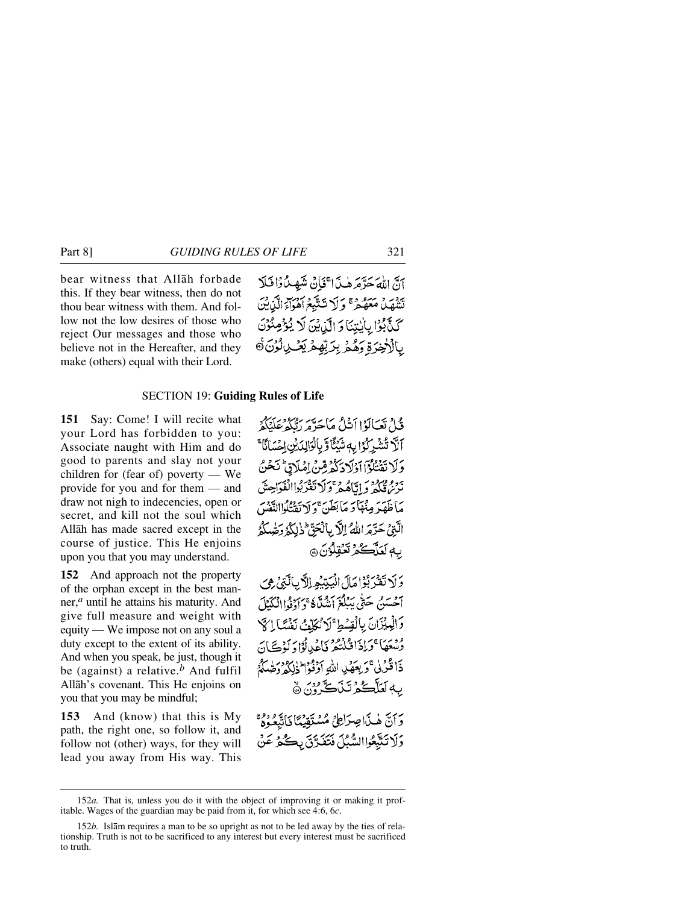bear witness that Allāh forbade this. If they bear witness, then do not thou bear witness with them. And follow not the low desires of those who reject Our messages and those who believe not in the Hereafter, and they make (others) equal with their Lord.

أَنَّ اللَّهَ حَرَّمَ هَٰذَا ۖ فَإِن شَهِدُوا فَلَا تَشْهَدْ مَعَهُمْ ۚ وَلَا تَتَّبِعْ أَهْوَاءَ الَّذِينَ كَذَّبُوا بِآيَاتِنَا وَالَّذِينَ لَا يُؤْمِنُونَ بِالْآخِرَةِ وَهُم بِرَبِّهِمْ يَعْدِلُونَ ﴿١٥٠﴾

## SECTION 19: **Guiding Rules of Life**

**151** Say: Come! I will recite what your Lord has forbidden to you: Associate naught with Him and do good to parents and slay not your children for (fear of) poverty — We provide for you and for them — and draw not nigh to indecencies, open or secret, and kill not the soul which Allāh has made sacred except in the course of justice. This He enjoins upon you that you may understand.

قُلْ تَعَالَوْا أَتْلُ مَا حَرَّمَ رَبُّكُمْ عَلَيْكُمْ ۖ أَلَّا تُشْرِكُوا بِهِ شَيْئًا ۖ وَبِالْوَالِدَيْنِ إِحْسَانًا ۖ وَلَا تَقْتُلُوا أَوْلَادَكُم مِّنْ إِمْلَاقٍ ۖ نَّحْنُ نَرْزُقُكُمْ وَإِيَّاهُمْ ۖ وَلَا تَقْرَبُوا الْفَوَاحِشَ مَا ظَهَرَ مِنْهَا وَمَا بَطَنَ ۖ وَلَا تَقْتُلُوا النَّفْسَ الَّتِي حَرَّمَ اللَّهُ إِلَّا بِالْحَقِّ ۚ ذَٰلِكُمْ وَصَّاكُم بِهِ لَعَلَّكُمْ تَعْقِلُونَ ﴿١٥١﴾

**152** And approach not the property of the orphan except in the best manner,[a] until he attains his maturity. And give full measure and weight with equity — We impose not on any soul a duty except to the extent of its ability. And when you speak, be just, though it be (against) a relative.[b] And fulfil Allāh's covenant. This He enjoins on you that you may be mindful;

وَلَا تَقْرَبُوا مَالَ الْيَتِيمِ إِلَّا بِالَّتِي هِيَ أَحْسَنُ حَتَّىٰ يَبْلُغَ أَشُدَّهُ ۖ وَأَوْفُوا الْكَيْلَ وَالْمِيزَانَ بِالْقِسْطِ ۖ لَا نُكَلِّفُ نَفْسًا إِلَّا وُسْعَهَا ۖ وَإِذَا قُلْتُمْ فَاعْدِلُوا وَلَوْ كَانَ ذَا قُرْبَىٰ ۖ وَبِعَهْدِ اللَّهِ أَوْفُوا ۚ ذَٰلِكُمْ وَصَّاكُم بِهِ لَعَلَّكُمْ تَذَكَّرُونَ ﴿١٥٢﴾

**153** And (know) that this is My path, the right one, so follow it, and follow not (other) ways, for they will lead you away from His way. This

وَأَنَّ هَٰذَا صِرَاطِي مُسْتَقِيمًا فَاتَّبِعُوهُ ۖ وَلَا تَتَّبِعُوا السُّبُلَ فَتَفَرَّقَ بِكُمْ عَن

---

152*a.* That is, unless you do it with the object of improving it or making it profitable. Wages of the guardian may be paid from it, for which see 4:6, 6*c*.

152*b.* Islām requires a man to be so upright as not to be led away by the ties of relationship. Truth is not to be sacrificed to any interest but every interest must be sacrificed to truth.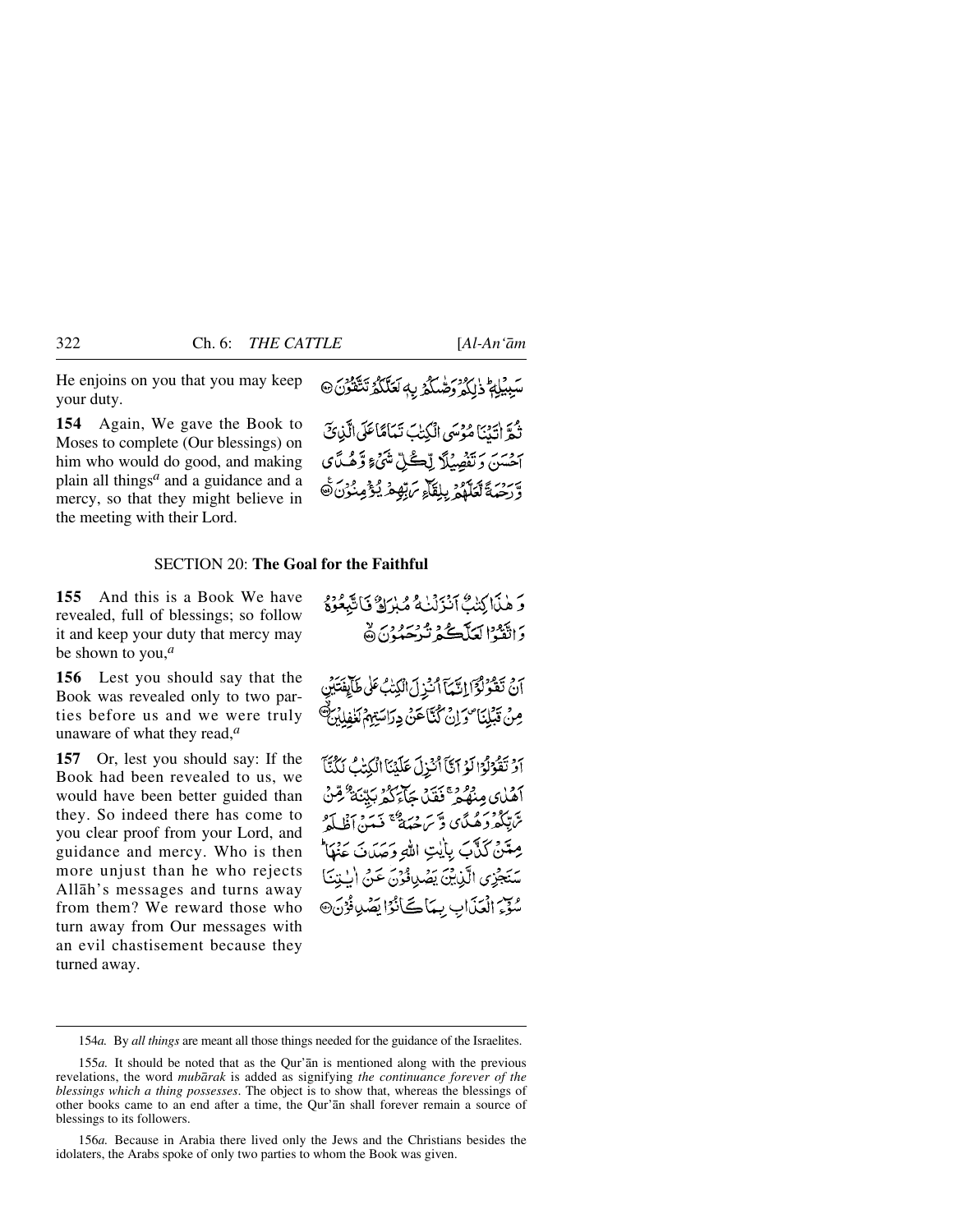He enjoins on you that you may keep your duty.

سَبِيلِهِ ۚ ذَٰلِكُمْ وَصَّاكُمْ بِهِ لَعَلَّكُمْ تَتَّقُونَ ﴿١٥٣﴾

**154** Again, We gave the Book to Moses to complete (Our blessings) on him who would do good, and making plain all things[a] and a guidance and a mercy, so that they might believe in the meeting with their Lord.

ثُمَّ آتَيْنَا مُوسَى الْكِتَابَ تَمَامًا عَلَى الَّذِي أَحْسَنَ وَتَفْصِيلًا لِكُلِّ شَيْءٍ وَهُدًى وَرَحْمَةً لَعَلَّهُمْ بِلِقَاءِ رَبِّهِمْ يُؤْمِنُونَ ﴿١٥٤﴾

## SECTION 20: **The Goal for the Faithful**

**155** And this is a Book We have revealed, full of blessings; so follow it and keep your duty that mercy may be shown to you,[a]

وَهَٰذَا كِتَابٌ أَنْزَلْنَاهُ مُبَارَكٌ فَاتَّبِعُوهُ وَاتَّقُوا لَعَلَّكُمْ تُرْحَمُونَ ﴿١٥٥﴾

**156** Lest you should say that the Book was revealed only to two parties before us and we were truly unaware of what they read,[a]

أَنْ تَقُولُوا إِنَّمَا أُنْزِلَ الْكِتَابُ عَلَىٰ طَائِفَتَيْنِ مِنْ قَبْلِنَا وَإِنْ كُنَّا عَنْ دِرَاسَتِهِمْ لَغَافِلِينَ ﴿١٥٦﴾

**157** Or, lest you should say: If the Book had been revealed to us, we would have been better guided than they. So indeed there has come to you clear proof from your Lord, and guidance and mercy. Who is then more unjust than he who rejects Allāh's messages and turns away from them? We reward those who turn away from Our messages with an evil chastisement because they turned away.

أَوْ تَقُولُوا لَوْ أَنَّا أُنْزِلَ عَلَيْنَا الْكِتَابُ لَكُنَّا أَهْدَىٰ مِنْهُمْ ۚ فَقَدْ جَاءَكُمْ بَيِّنَةٌ مِنْ رَبِّكُمْ وَهُدًى وَرَحْمَةٌ ۚ فَمَنْ أَظْلَمُ مِمَّنْ كَذَّبَ بِآيَاتِ اللَّهِ وَصَدَفَ عَنْهَا ۗ سَنَجْزِي الَّذِينَ يَصْدِفُونَ عَنْ آيَاتِنَا سُوءَ الْعَذَابِ بِمَا كَانُوا يَصْدِفُونَ ﴿١٥٧﴾

---

154*a.* By *all things* are meant all those things needed for the guidance of the Israelites.

155*a.* It should be noted that as the Qur'ān is mentioned along with the previous revelations, the word *mubārak* is added as signifying *the continuance forever of the blessings which a thing possesses*. The object is to show that, whereas the blessings of other books came to an end after a time, the Qur'ān shall forever remain a source of blessings to its followers.

156*a.* Because in Arabia there lived only the Jews and the Christians besides the idolaters, the Arabs spoke of only two parties to whom the Book was given.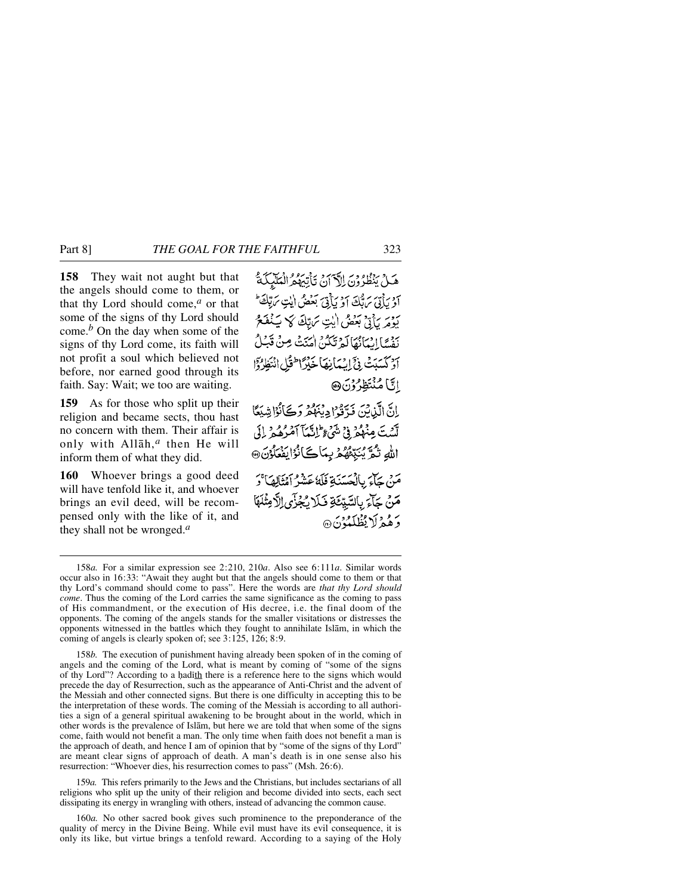**158** They wait not aught but that the angels should come to them, or that thy Lord should come,[a] or that some of the signs of thy Lord should come.[b] On the day when some of the signs of thy Lord come, its faith will not profit a soul which believed not before, nor earned good through its faith. Say: Wait; we too are waiting.

هَلْ يَنْظُرُوْنَ اِلَّآ اَنْ تَاْتِيَهُمُ الْمَلٰٓئِكَةُ اَوْ يَاْتِيَ رَبُّكَ اَوْ يَاْتِيَ بَعْضُ اٰيٰتِ رَبِّكَ ؕ يَوْمَ يَاْتِيْ بَعْضُ اٰيٰتِ رَبِّكَ لَا يَنْفَعُ نَفْسًا اِيْمَانُهَا لَمْ تَكُنْ اٰمَنَتْ مِنْ قَبْلُ اَوْ كَسَبَتْ فِيْٓ اِيْمَانِهَا خَيْرًا ؕ قُلِ انْتَظِرُوْٓا اِنَّا مُنْتَظِرُوْنَ ﴿۱۵۸﴾

**159** As for those who split up their religion and became sects, thou hast no concern with them. Their affair is only with Allāh,[a] then He will inform them of what they did.

اِنَّ الَّذِيْنَ فَرَّقُوْا دِيْنَهُمْ وَكَانُوْا شِيَعًا لَّسْتَ مِنْهُمْ فِيْ شَيْءٍ ؕ اِنَّمَآ اَمْرُهُمْ اِلَى اللّٰهِ ثُمَّ يُنَبِّئُهُمْ بِمَا كَانُوْا يَفْعَلُوْنَ ﴿۱۵۹﴾

**160** Whoever brings a good deed will have tenfold like it, and whoever brings an evil deed, will be recompensed only with the like of it, and they shall not be wronged.[a]

مَنْ جَآءَ بِالْحَسَنَةِ فَلَهٗ عَشْرُ اَمْثَالِهَا ۚ وَمَنْ جَآءَ بِالسَّيِّئَةِ فَلَا يُجْزٰٓى اِلَّا مِثْلَهَا وَهُمْ لَا يُظْلَمُوْنَ ﴿۱۶۰﴾

---

158*a.* For a similar expression see 2:210, 210*a*. Also see 6:111*a*. Similar words occur also in 16:33: "Await they aught but that the angels should come to them or that thy Lord's command should come to pass". Here the words are *that thy Lord should come*. Thus the coming of the Lord carries the same significance as the coming to pass of His commandment, or the execution of His decree, i.e. the final doom of the opponents. The coming of the angels stands for the smaller visitations or distresses the opponents witnessed in the battles which they fought to annihilate Islām, in which the coming of angels is clearly spoken of; see 3:125, 126; 8:9.

158*b.* The execution of punishment having already been spoken of in the coming of angels and the coming of the Lord, what is meant by coming of "some of the signs of thy Lord"? According to a ḥadīth there is a reference here to the signs which would precede the day of Resurrection, such as the appearance of Anti-Christ and the advent of the Messiah and other connected signs. But there is one difficulty in accepting this to be the interpretation of these words. The coming of the Messiah is according to all authorities a sign of a general spiritual awakening to be brought about in the world, which in other words is the prevalence of Islām, but here we are told that when some of the signs come, faith would not benefit a man. The only time when faith does not benefit a man is the approach of death, and hence I am of opinion that by "some of the signs of thy Lord" are meant clear signs of approach of death. A man's death is in one sense also his resurrection: "Whoever dies, his resurrection comes to pass" (Msh. 26:6).

159*a.* This refers primarily to the Jews and the Christians, but includes sectarians of all religions who split up the unity of their religion and become divided into sects, each sect dissipating its energy in wrangling with others, instead of advancing the common cause.

160*a.* No other sacred book gives such prominence to the preponderance of the quality of mercy in the Divine Being. While evil must have its evil consequence, it is only its like, but virtue brings a tenfold reward. According to a saying of the Holy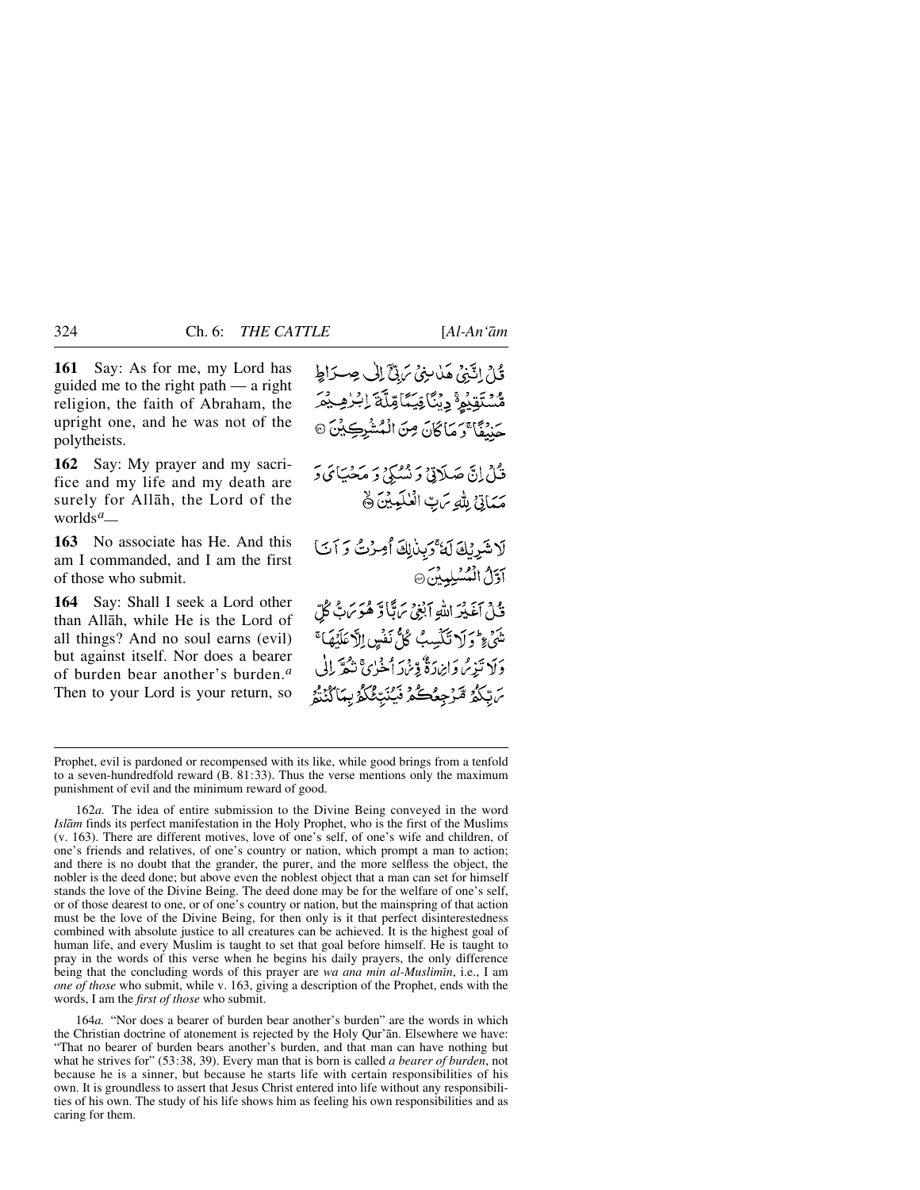**161** Say: As for me, my Lord has guided me to the right path — a right religion, the faith of Abraham, the upright one, and he was not of the polytheists.

قُلْ إِنَّنِيْ هَدٰىنِيْ رَبِّيْٓ إِلٰى صِرَاطٍ مُّسْتَقِيْمٍ ۚ دِيْنًا قِيَمًا مِّلَّةَ إِبْرٰهِيْمَ حَنِيْفًا ۚ وَمَا كَانَ مِنَ الْمُشْرِكِيْنَ ۝

**162** Say: My prayer and my sacrifice and my life and my death are surely for Allāh, the Lord of the worlds[a]—

قُلْ إِنَّ صَلَاتِيْ وَنُسُكِيْ وَمَحْيَايَ وَمَمَاتِيْ لِلّٰهِ رَبِّ الْعٰلَمِيْنَ ۝

**163** No associate has He. And this am I commanded, and I am the first of those who submit.

لَا شَرِيْكَ لَهٗ ۚ وَبِذٰلِكَ أُمِرْتُ وَأَنَا أَوَّلُ الْمُسْلِمِيْنَ ۝

**164** Say: Shall I seek a Lord other than Allāh, while He is the Lord of all things? And no soul earns (evil) but against itself. Nor does a bearer of burden bear another's burden.[a] Then to your Lord is your return, so

قُلْ أَغَيْرَ اللّٰهِ أَبْغِيْ رَبًّا وَّهُوَ رَبُّ كُلِّ شَيْءٍ ۚ وَلَا تَكْسِبُ كُلُّ نَفْسٍ إِلَّا عَلَيْهَا ۚ وَلَا تَزِرُ وَازِرَةٌ وِّزْرَ أُخْرٰى ۚ ثُمَّ إِلٰى رَبِّكُمْ مَّرْجِعُكُمْ فَيُنَبِّئُكُمْ بِمَا كُنْتُمْ

---

Prophet, evil is pardoned or recompensed with its like, while good brings from a tenfold to a seven-hundredfold reward (B. 81:33). Thus the verse mentions only the maximum punishment of evil and the minimum reward of good.

162*a.* The idea of entire submission to the Divine Being conveyed in the word *Islām* finds its perfect manifestation in the Holy Prophet, who is the first of the Muslims (v. 163). There are different motives, love of one's self, of one's wife and children, of one's friends and relatives, of one's country or nation, which prompt a man to action; and there is no doubt that the grander, the purer, and the more selfless the object, the nobler is the deed done; but above even the noblest object that a man can set for himself stands the love of the Divine Being. The deed done may be for the welfare of one's self, or of those dearest to one, or of one's country or nation, but the mainspring of that action must be the love of the Divine Being, for then only is it that perfect disinterestedness combined with absolute justice to all creatures can be achieved. It is the highest goal of human life, and every Muslim is taught to set that goal before himself. He is taught to pray in the words of this verse when he begins his daily prayers, the only difference being that the concluding words of this prayer are *wa ana min al-Muslimīn*, i.e., I am *one of those* who submit, while v. 163, giving a description of the Prophet, ends with the words, I am the *first of those* who submit.

164*a.* "Nor does a bearer of burden bear another's burden" are the words in which the Christian doctrine of atonement is rejected by the Holy Qur'ān. Elsewhere we have: "That no bearer of burden bears another's burden, and that man can have nothing but what he strives for" (53:38, 39). Every man that is born is called *a bearer of burden*, not because he is a sinner, but because he starts life with certain responsibilities of his own. It is groundless to assert that Jesus Christ entered into life without any responsibilities of his own. The study of his life shows him as feeling his own responsibilities and as caring for them.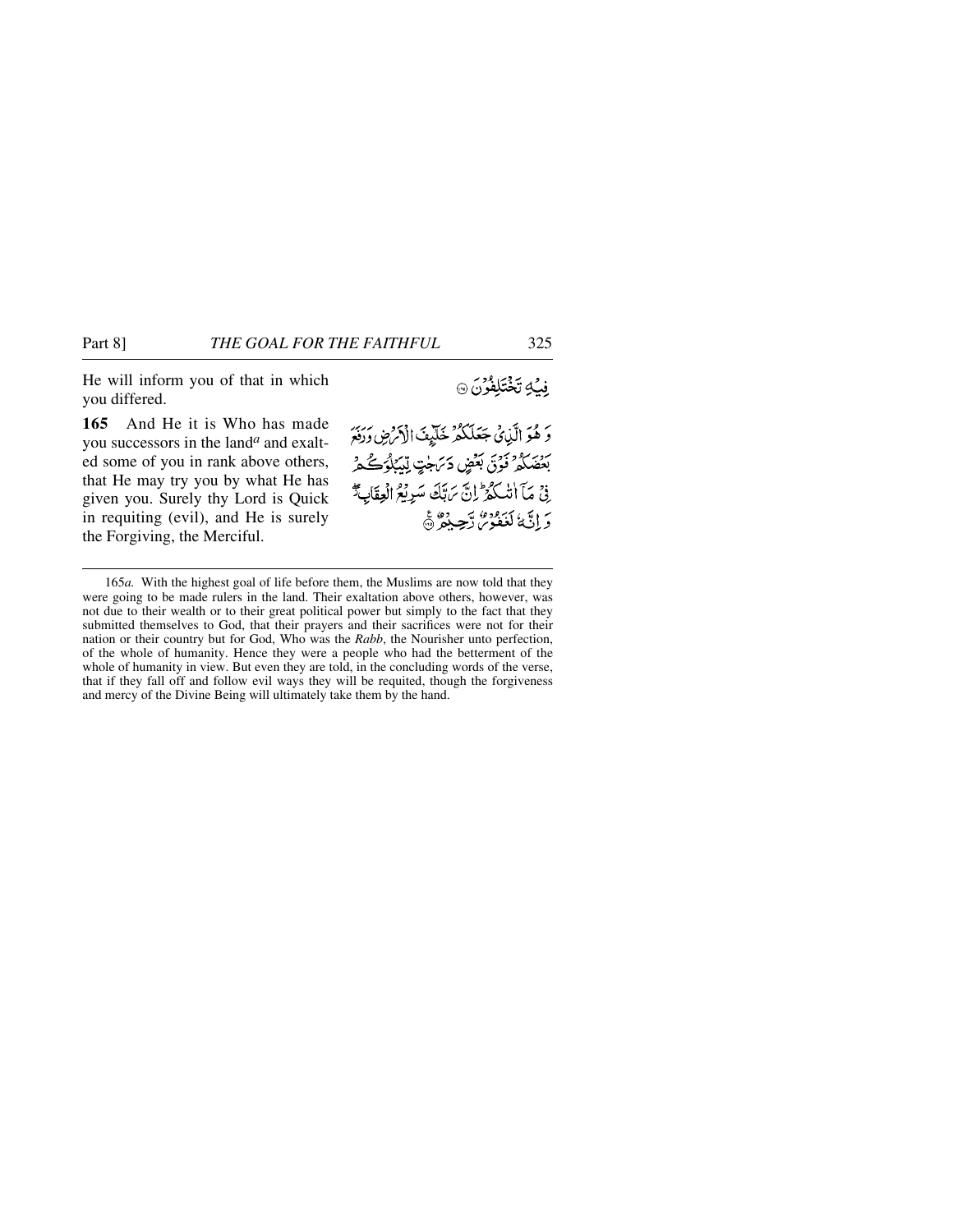He will inform you of that in which you differed.

فِيْهِ تَخْتَلِفُوْنَ ﴿١٦٤﴾

**165** And He it is Who has made you successors in the land[a] and exalted some of you in rank above others, that He may try you by what He has given you. Surely thy Lord is Quick in requiting (evil), and He is surely the Forgiving, the Merciful.

وَ هُوَ الَّذِيْ جَعَلَكُمْ خَلٰٓئِفَ الْاَرْضِ وَرَفَعَ بَعْضَكُمْ فَوْقَ بَعْضٍ دَرَجٰتٍ لِّيَبْلُوَكُمْ فِيْ مَآ اٰتٰىكُمْ ؕ اِنَّ رَبَّكَ سَرِيْعُ الْعِقَابِ ۖ وَ اِنَّهٗ لَغَفُوْرٌ رَّحِيْمٌ ﴿١٦٥﴾

---

165*a.* With the highest goal of life before them, the Muslims are now told that they were going to be made rulers in the land. Their exaltation above others, however, was not due to their wealth or to their great political power but simply to the fact that they submitted themselves to God, that their prayers and their sacrifices were not for their nation or their country but for God, Who was the *Rabb*, the Nourisher unto perfection, of the whole of humanity. Hence they were a people who had the betterment of the whole of humanity in view. But even they are told, in the concluding words of the verse, that if they fall off and follow evil ways they will be requited, though the forgiveness and mercy of the Divine Being will ultimately take them by the hand.